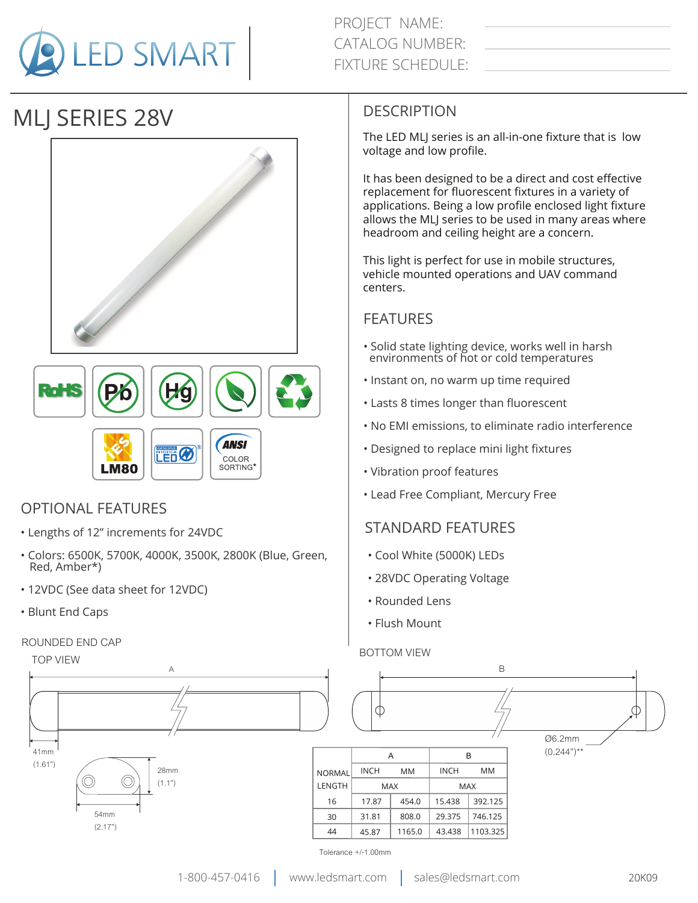LED SMART

PROJECT NAME:
CATALOG NUMBER:
FIXTURE SCHEDULE:

# MLJ SERIES 28V

RoHS | Pb | Hg | IES LM80 | NICHIA LED | ANSI COLOR SORTING*

## OPTIONAL FEATURES

- Lengths of 12" increments for 24VDC
- Colors: 6500K, 5700K, 4000K, 3500K, 2800K (Blue, Green, Red, Amber*)
- 12VDC (See data sheet for 12VDC)
- Blunt End Caps

## DESCRIPTION

The LED MLJ series is an all-in-one fixture that is low voltage and low profile.

It has been designed to be a direct and cost effective replacement for fluorescent fixtures in a variety of applications. Being a low profile enclosed light fixture allows the MLJ series to be used in many areas where headroom and ceiling height are a concern.

This light is perfect for use in mobile structures, vehicle mounted operations and UAV command centers.

## FEATURES

- Solid state lighting device, works well in harsh environments of hot or cold temperatures
- Instant on, no warm up time required
- Lasts 8 times longer than fluorescent
- No EMI emissions, to eliminate radio interference
- Designed to replace mini light fixtures
- Vibration proof features
- Lead Free Compliant, Mercury Free

## STANDARD FEATURES

- Cool White (5000K) LEDs
- 28VDC Operating Voltage
- Rounded Lens
- Flush Mount

ROUNDED END CAP

TOP VIEW

A

41mm (1.61")

28mm (1.1")

54mm (2.17")

BOTTOM VIEW

B

Ø6.2mm (0.244")**

| NORMAL LENGTH | A | | B | |
|---|---|---|---|---|
| | INCH | MM | INCH | MM |
| | MAX | | MAX | |
| 16 | 17.87 | 454.0 | 15.438 | 392.125 |
| 30 | 31.81 | 808.0 | 29.375 | 746.125 |
| 44 | 45.87 | 1165.0 | 43.438 | 1103.325 |

Tolerance +/-1.00mm

1-800-457-0416 | www.ledsmart.com | sales@ledsmart.com

20K09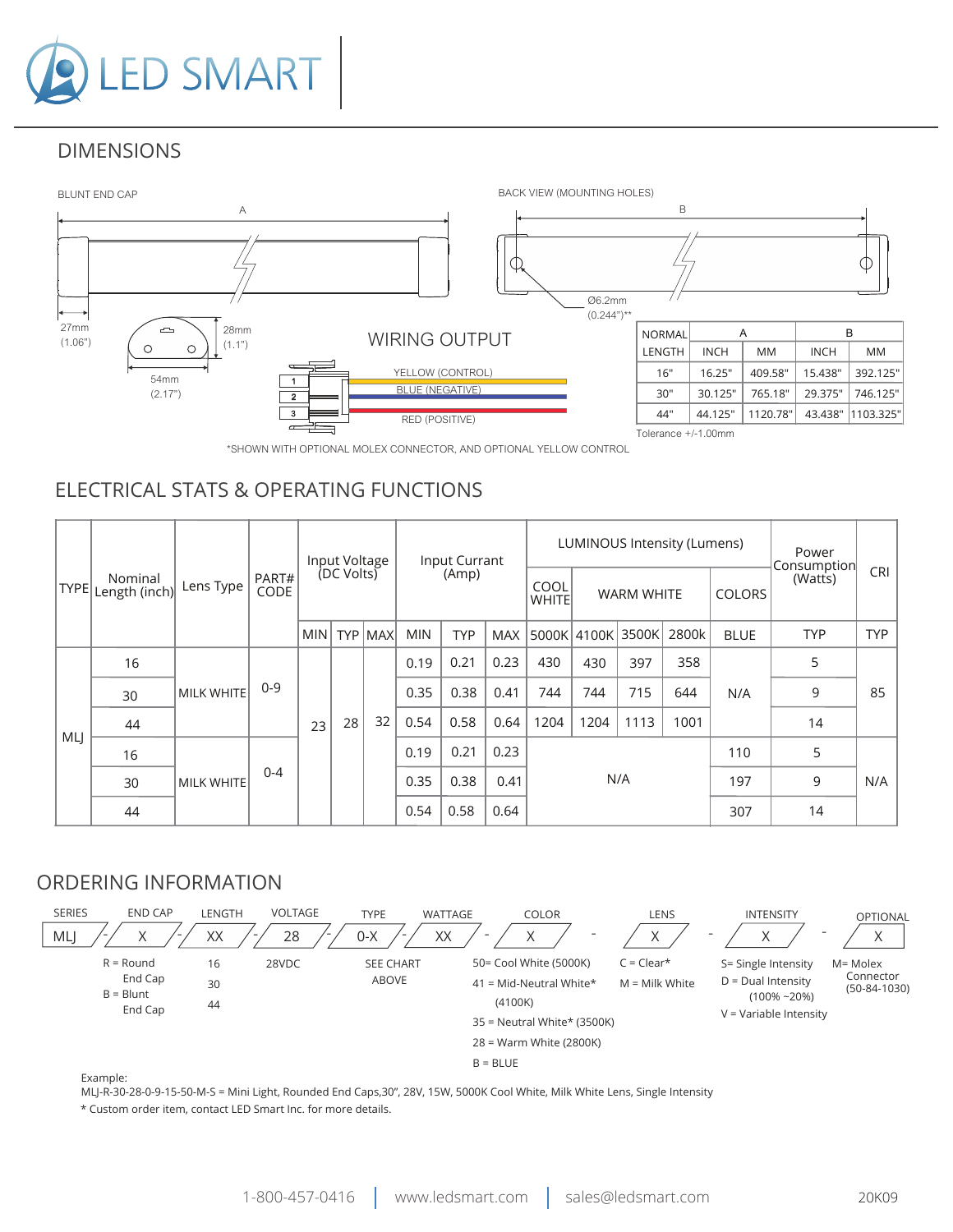LED SMART

## DIMENSIONS

BLUNT END CAP

A

27mm
(1.06")

28mm
(1.1")

54mm
(2.17")

BACK VIEW (MOUNTING HOLES)

B

Ø6.2mm
(0.244")**

WIRING OUTPUT

1
2
3

YELLOW (CONTROL)
BLUE (NEGATIVE)
RED (POSITIVE)

*SHOWN WITH OPTIONAL MOLEX CONNECTOR, AND OPTIONAL YELLOW CONTROL

| NORMAL LENGTH | A | | B | |
|---|---|---|---|---|
| | INCH | MM | INCH | MM |
| 16" | 16.25" | 409.58" | 15.438" | 392.125" |
| 30" | 30.125" | 765.18" | 29.375" | 746.125" |
| 44" | 44.125" | 1120.78" | 43.438" | 1103.325" |

Tolerance +/-1.00mm

## ELECTRICAL STATS & OPERATING FUNCTIONS

| TYPE | Nominal Length (inch) | Lens Type | PART# CODE | Input Voltage (DC Volts) | | | Input Currant (Amp) | | | LUMINOUS Intensity (Lumens) | | | | | Power Consumption (Watts) | CRI |
|---|---|---|---|---|---|---|---|---|---|---|---|---|---|---|---|---|
| | | | | | | | | | | COOL WHITE | WARM WHITE | | | COLORS | | |
| | | | | MIN | TYP | MAX | MIN | TYP | MAX | 5000K | 4100K | 3500K | 2800k | BLUE | TYP | TYP |
| MLJ | 16 | MILK WHITE | 0-9 | 23 | 28 | 32 | 0.19 | 0.21 | 0.23 | 430 | 430 | 397 | 358 | N/A | 5 | 85 |
| | 30 | | | | | | 0.35 | 0.38 | 0.41 | 744 | 744 | 715 | 644 | | 9 | |
| | 44 | | | | | | 0.54 | 0.58 | 0.64 | 1204 | 1204 | 1113 | 1001 | | 14 | |
| | 16 | MILK WHITE | 0-4 | | | | 0.19 | 0.21 | 0.23 | N/A | | | | 110 | 5 | N/A |
| | 30 | | | | | | 0.35 | 0.38 | 0.41 | | | | | 197 | 9 | |
| | 44 | | | | | | 0.54 | 0.58 | 0.64 | | | | | 307 | 14 | |

## ORDERING INFORMATION

| SERIES | END CAP | LENGTH | VOLTAGE | TYPE | WATTAGE | COLOR | LENS | INTENSITY | OPTIONAL |
|---|---|---|---|---|---|---|---|---|---|
| MLJ | X | XX | 28 | 0-X | XX | X | X | X | X |
| | R = Round End Cap<br>B = Blunt End Cap | 16<br>30<br>44 | 28VDC | SEE CHART ABOVE | | 50= Cool White (5000K)<br>41 = Mid-Neutral White* (4100K)<br>35 = Neutral White* (3500K)<br>28 = Warm White (2800K)<br>B = BLUE | C = Clear*<br>M = Milk White | S= Single Intensity<br>D = Dual Intensity (100% ~20%)<br>V = Variable Intensity | M= Molex Connector (50-84-1030) |

Example:
MLJ-R-30-28-0-9-15-50-M-S = Mini Light, Rounded End Caps,30", 28V, 15W, 5000K Cool White, Milk White Lens, Single Intensity
* Custom order item, contact LED Smart Inc. for more details.

1-800-457-0416 | www.ledsmart.com | sales@ledsmart.com    20K09